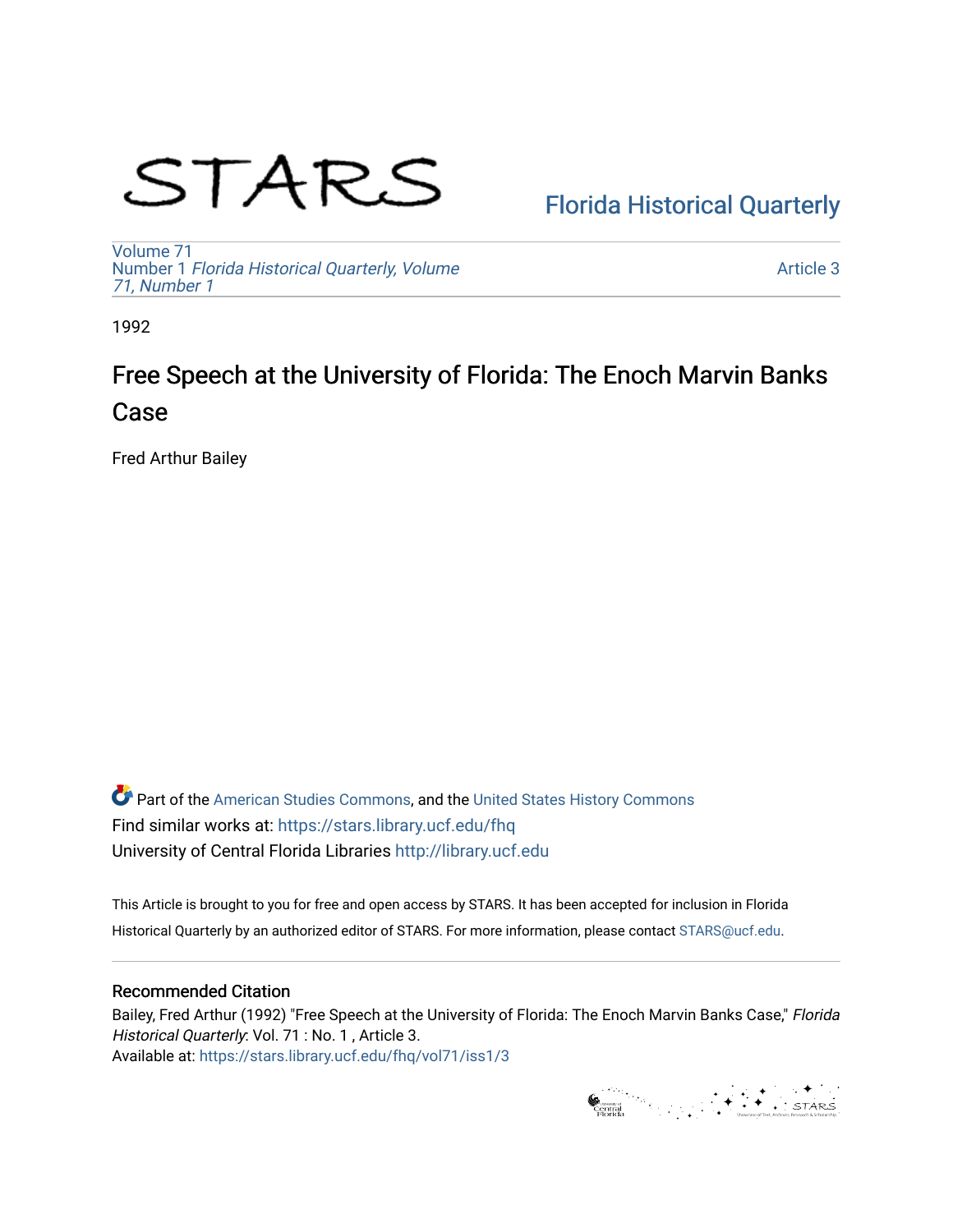# STARS

Florida Historical Quarterly

Volume 71
Number 1 *Florida Historical Quarterly, Volume 71, Number 1*

Article 3

1992

## Free Speech at the University of Florida: The Enoch Marvin Banks Case

Fred Arthur Bailey

Part of the American Studies Commons, and the United States History Commons
Find similar works at: https://stars.library.ucf.edu/fhq
University of Central Florida Libraries http://library.ucf.edu

This Article is brought to you for free and open access by STARS. It has been accepted for inclusion in Florida Historical Quarterly by an authorized editor of STARS. For more information, please contact STARS@ucf.edu.

### Recommended Citation

Bailey, Fred Arthur (1992) "Free Speech at the University of Florida: The Enoch Marvin Banks Case," *Florida Historical Quarterly*: Vol. 71 : No. 1 , Article 3.
Available at: https://stars.library.ucf.edu/fhq/vol71/iss1/3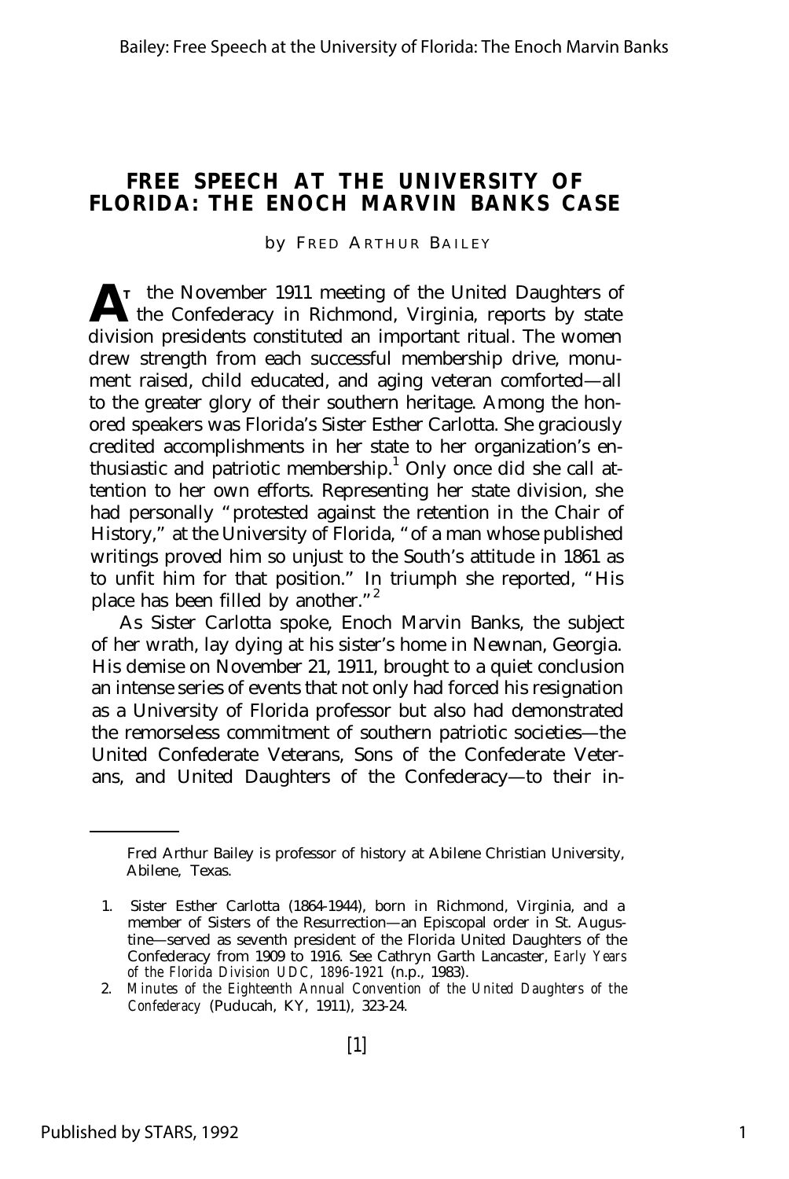# FREE SPEECH AT THE UNIVERSITY OF FLORIDA: THE ENOCH MARVIN BANKS CASE

by FRED ARTHUR BAILEY

At the November 1911 meeting of the United Daughters of the Confederacy in Richmond, Virginia, reports by state division presidents constituted an important ritual. The women drew strength from each successful membership drive, monument raised, child educated, and aging veteran comforted—all to the greater glory of their southern heritage. Among the honored speakers was Florida's Sister Esther Carlotta. She graciously credited accomplishments in her state to her organization's enthusiastic and patriotic membership.[1] Only once did she call attention to her own efforts. Representing her state division, she had personally "protested against the retention in the Chair of History," at the University of Florida, "of a man whose published writings proved him so unjust to the South's attitude in 1861 as to unfit him for that position." In triumph she reported, "His place has been filled by another."[2]

As Sister Carlotta spoke, Enoch Marvin Banks, the subject of her wrath, lay dying at his sister's home in Newnan, Georgia. His demise on November 21, 1911, brought to a quiet conclusion an intense series of events that not only had forced his resignation as a University of Florida professor but also had demonstrated the remorseless commitment of southern patriotic societies—the United Confederate Veterans, Sons of the Confederate Veterans, and United Daughters of the Confederacy—to their in-

---

Fred Arthur Bailey is professor of history at Abilene Christian University, Abilene, Texas.

1. Sister Esther Carlotta (1864-1944), born in Richmond, Virginia, and a member of Sisters of the Resurrection—an Episcopal order in St. Augustine—served as seventh president of the Florida United Daughters of the Confederacy from 1909 to 1916. See Cathryn Garth Lancaster, *Early Years of the Florida Division UDC, 1896-1921* (n.p., 1983).
2. *Minutes of the Eighteenth Annual Convention of the United Daughters of the Confederacy* (Puducah, KY, 1911), 323-24.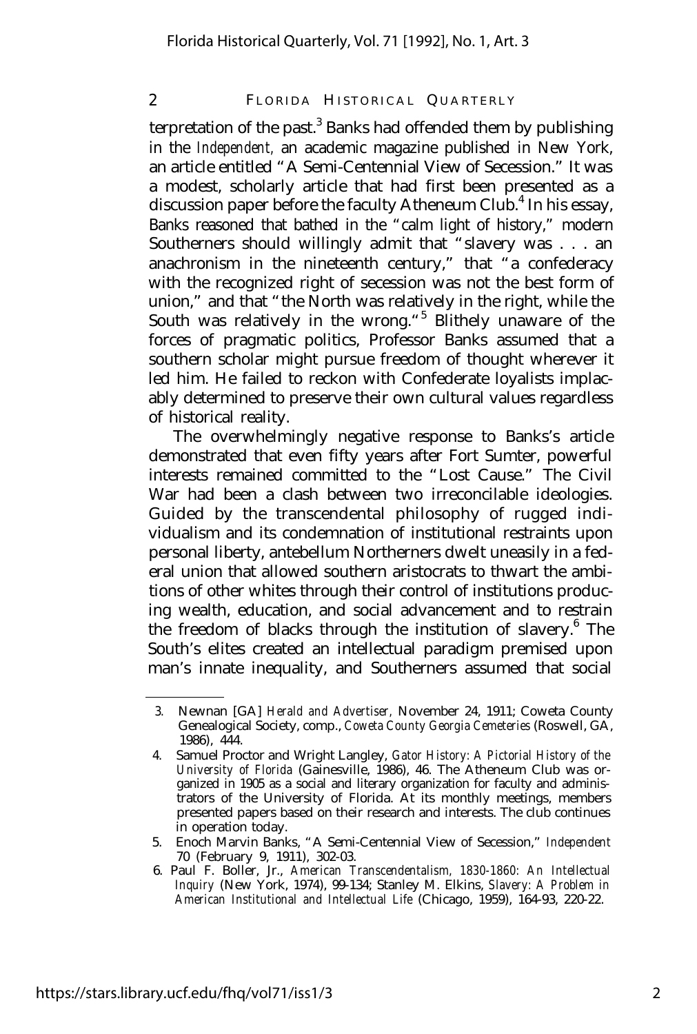terpretation of the past.[3] Banks had offended them by publishing in the *Independent,* an academic magazine published in New York, an article entitled "A Semi-Centennial View of Secession." It was a modest, scholarly article that had first been presented as a discussion paper before the faculty Atheneum Club.[4] In his essay, Banks reasoned that bathed in the "calm light of history," modern Southerners should willingly admit that "slavery was . . . an anachronism in the nineteenth century," that "a confederacy with the recognized right of secession was not the best form of union," and that "the North was relatively in the right, while the South was relatively in the wrong."[5] Blithely unaware of the forces of pragmatic politics, Professor Banks assumed that a southern scholar might pursue freedom of thought wherever it led him. He failed to reckon with Confederate loyalists implacably determined to preserve their own cultural values regardless of historical reality.

The overwhelmingly negative response to Banks's article demonstrated that even fifty years after Fort Sumter, powerful interests remained committed to the "Lost Cause." The Civil War had been a clash between two irreconcilable ideologies. Guided by the transcendental philosophy of rugged individualism and its condemnation of institutional restraints upon personal liberty, antebellum Northerners dwelt uneasily in a federal union that allowed southern aristocrats to thwart the ambitions of other whites through their control of institutions producing wealth, education, and social advancement and to restrain the freedom of blacks through the institution of slavery.[6] The South's elites created an intellectual paradigm premised upon man's innate inequality, and Southerners assumed that social

3. Newnan [GA] *Herald and Advertiser,* November 24, 1911; Coweta County Genealogical Society, comp., *Coweta County Georgia Cemeteries* (Roswell, GA, 1986), 444.

4. Samuel Proctor and Wright Langley, *Gator History: A Pictorial History of the University of Florida* (Gainesville, 1986), 46. The Atheneum Club was organized in 1905 as a social and literary organization for faculty and administrators of the University of Florida. At its monthly meetings, members presented papers based on their research and interests. The club continues in operation today.

5. Enoch Marvin Banks, "A Semi-Centennial View of Secession," *Independent* 70 (February 9, 1911), 302-03.

6. Paul F. Boller, Jr., *American Transcendentalism, 1830-1860: An Intellectual Inquiry* (New York, 1974), 99-134; Stanley M. Elkins, *Slavery: A Problem in American Institutional and Intellectual Life* (Chicago, 1959), 164-93, 220-22.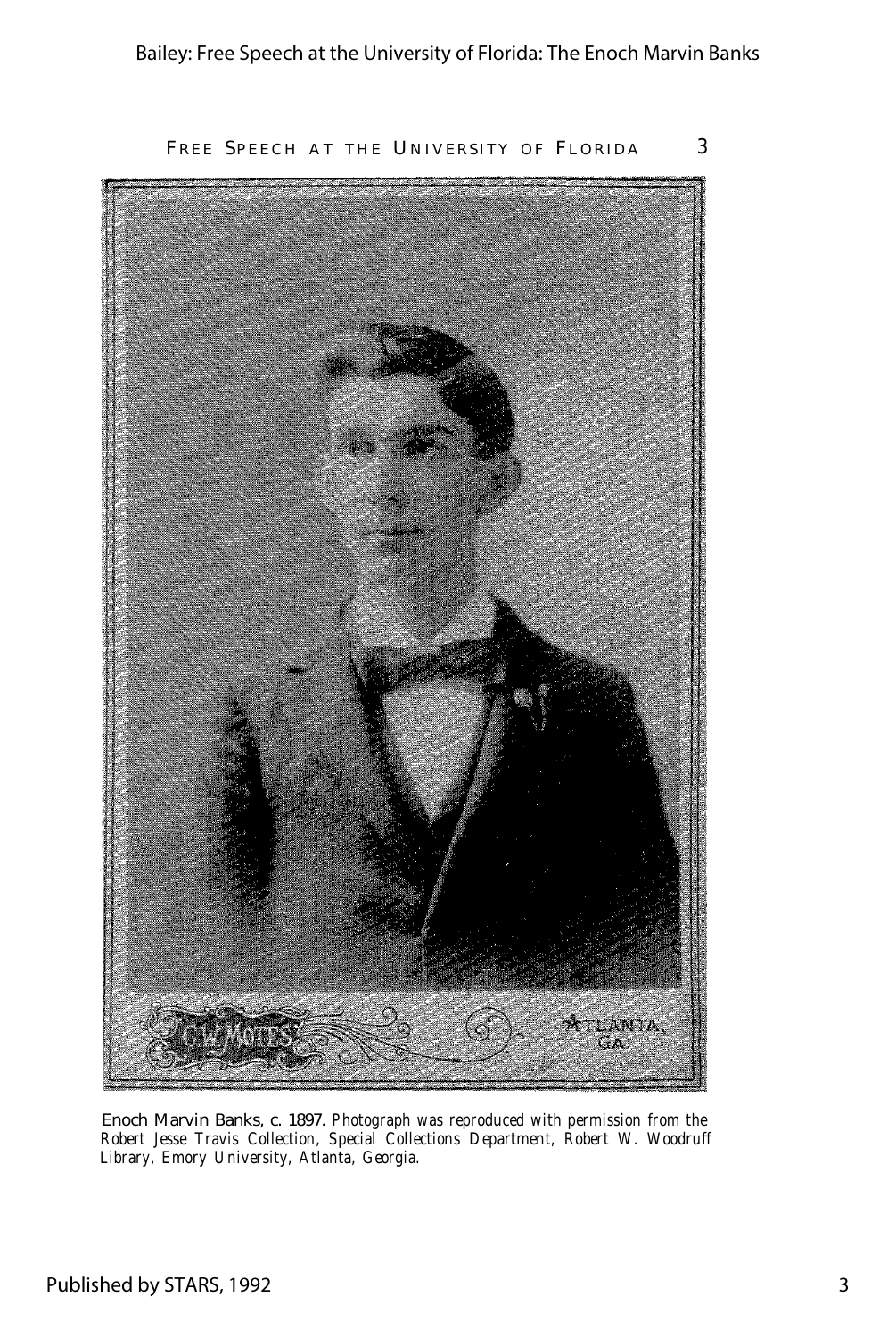Enoch Marvin Banks, c. 1897. *Photograph was reproduced with permission from the Robert Jesse Travis Collection, Special Collections Department, Robert W. Woodruff Library, Emory University, Atlanta, Georgia.*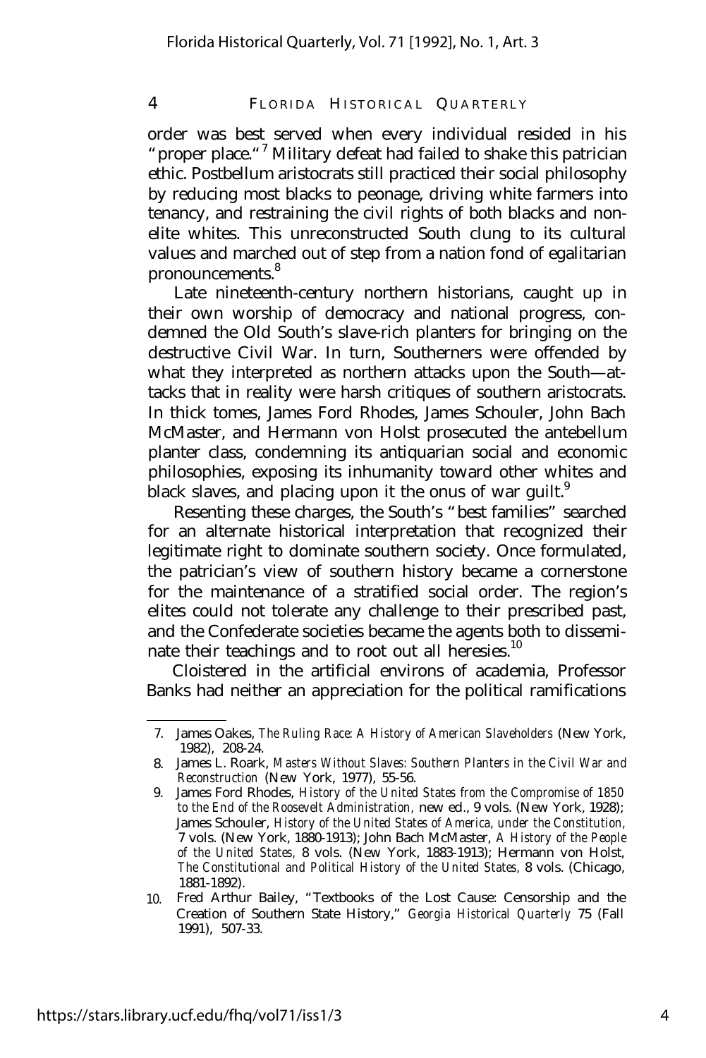order was best served when every individual resided in his "proper place."[7] Military defeat had failed to shake this patrician ethic. Postbellum aristocrats still practiced their social philosophy by reducing most blacks to peonage, driving white farmers into tenancy, and restraining the civil rights of both blacks and non-elite whites. This unreconstructed South clung to its cultural values and marched out of step from a nation fond of egalitarian pronouncements.[8]

Late nineteenth-century northern historians, caught up in their own worship of democracy and national progress, condemned the Old South's slave-rich planters for bringing on the destructive Civil War. In turn, Southerners were offended by what they interpreted as northern attacks upon the South—attacks that in reality were harsh critiques of southern aristocrats. In thick tomes, James Ford Rhodes, James Schouler, John Bach McMaster, and Hermann von Holst prosecuted the antebellum planter class, condemning its antiquarian social and economic philosophies, exposing its inhumanity toward other whites and black slaves, and placing upon it the onus of war guilt.[9]

Resenting these charges, the South's "best families" searched for an alternate historical interpretation that recognized their legitimate right to dominate southern society. Once formulated, the patrician's view of southern history became a cornerstone for the maintenance of a stratified social order. The region's elites could not tolerate any challenge to their prescribed past, and the Confederate societies became the agents both to disseminate their teachings and to root out all heresies.[10]

Cloistered in the artificial environs of academia, Professor Banks had neither an appreciation for the political ramifications

---

7. James Oakes, *The Ruling Race: A History of American Slaveholders* (New York, 1982), 208-24.

8. James L. Roark, *Masters Without Slaves: Southern Planters in the Civil War and Reconstruction* (New York, 1977), 55-56.

9. James Ford Rhodes, *History of the United States from the Compromise of 1850 to the End of the Roosevelt Administration*, new ed., 9 vols. (New York, 1928); James Schouler, *History of the United States of America, under the Constitution*, 7 vols. (New York, 1880-1913); John Bach McMaster, *A History of the People of the United States*, 8 vols. (New York, 1883-1913); Hermann von Holst, *The Constitutional and Political History of the United States*, 8 vols. (Chicago, 1881-1892).

10. Fred Arthur Bailey, "Textbooks of the Lost Cause: Censorship and the Creation of Southern State History," *Georgia Historical Quarterly* 75 (Fall 1991), 507-33.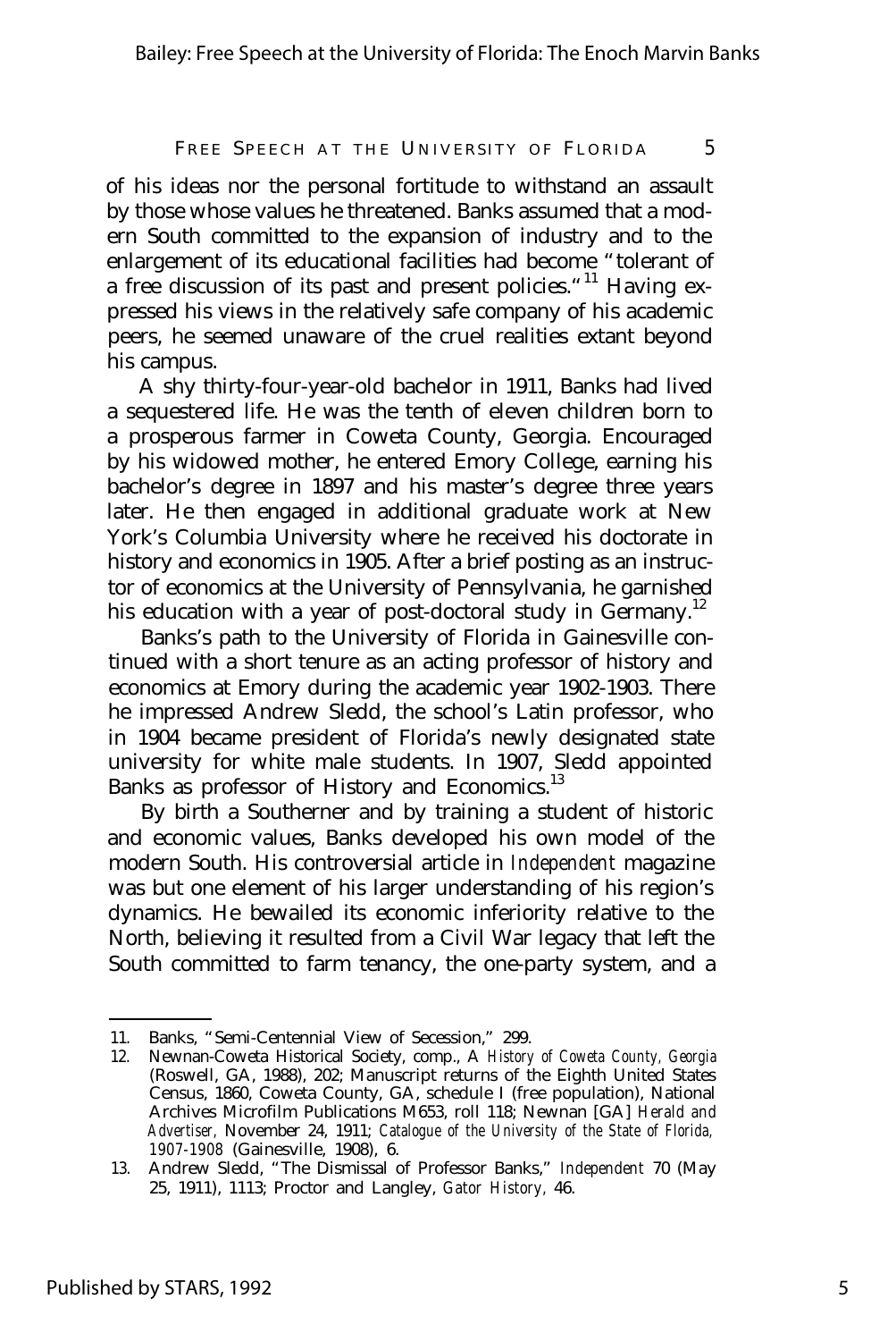of his ideas nor the personal fortitude to withstand an assault by those whose values he threatened. Banks assumed that a modern South committed to the expansion of industry and to the enlargement of its educational facilities had become "tolerant of a free discussion of its past and present policies."[11] Having expressed his views in the relatively safe company of his academic peers, he seemed unaware of the cruel realities extant beyond his campus.

A shy thirty-four-year-old bachelor in 1911, Banks had lived a sequestered life. He was the tenth of eleven children born to a prosperous farmer in Coweta County, Georgia. Encouraged by his widowed mother, he entered Emory College, earning his bachelor's degree in 1897 and his master's degree three years later. He then engaged in additional graduate work at New York's Columbia University where he received his doctorate in history and economics in 1905. After a brief posting as an instructor of economics at the University of Pennsylvania, he garnished his education with a year of post-doctoral study in Germany.[12]

Banks's path to the University of Florida in Gainesville continued with a short tenure as an acting professor of history and economics at Emory during the academic year 1902-1903. There he impressed Andrew Sledd, the school's Latin professor, who in 1904 became president of Florida's newly designated state university for white male students. In 1907, Sledd appointed Banks as professor of History and Economics.[13]

By birth a Southerner and by training a student of historic and economic values, Banks developed his own model of the modern South. His controversial article in *Independent* magazine was but one element of his larger understanding of his region's dynamics. He bewailed its economic inferiority relative to the North, believing it resulted from a Civil War legacy that left the South committed to farm tenancy, the one-party system, and a

---

11. Banks, "Semi-Centennial View of Secession," 299.
12. Newnan-Coweta Historical Society, comp., *A History of Coweta County, Georgia* (Roswell, GA, 1988), 202; Manuscript returns of the Eighth United States Census, 1860, Coweta County, GA, schedule I (free population), National Archives Microfilm Publications M653, roll 118; Newnan [GA] *Herald and Advertiser*, November 24, 1911; *Catalogue of the University of the State of Florida, 1907-1908* (Gainesville, 1908), 6.
13. Andrew Sledd, "The Dismissal of Professor Banks," *Independent* 70 (May 25, 1911), 1113; Proctor and Langley, *Gator History*, 46.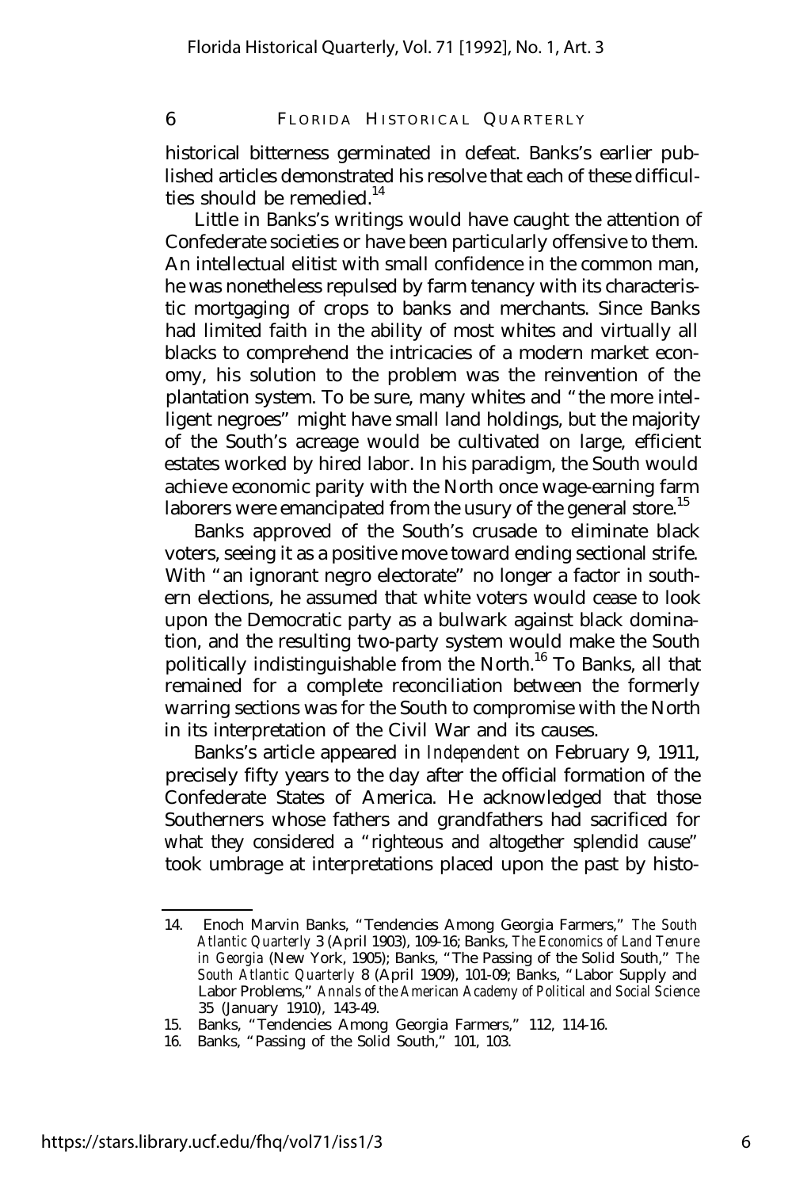historical bitterness germinated in defeat. Banks's earlier published articles demonstrated his resolve that each of these difficulties should be remedied.[14]

Little in Banks's writings would have caught the attention of Confederate societies or have been particularly offensive to them. An intellectual elitist with small confidence in the common man, he was nonetheless repulsed by farm tenancy with its characteristic mortgaging of crops to banks and merchants. Since Banks had limited faith in the ability of most whites and virtually all blacks to comprehend the intricacies of a modern market economy, his solution to the problem was the reinvention of the plantation system. To be sure, many whites and "the more intelligent negroes" might have small land holdings, but the majority of the South's acreage would be cultivated on large, efficient estates worked by hired labor. In his paradigm, the South would achieve economic parity with the North once wage-earning farm laborers were emancipated from the usury of the general store.[15]

Banks approved of the South's crusade to eliminate black voters, seeing it as a positive move toward ending sectional strife. With "an ignorant negro electorate" no longer a factor in southern elections, he assumed that white voters would cease to look upon the Democratic party as a bulwark against black domination, and the resulting two-party system would make the South politically indistinguishable from the North.[16] To Banks, all that remained for a complete reconciliation between the formerly warring sections was for the South to compromise with the North in its interpretation of the Civil War and its causes.

Banks's article appeared in *Independent* on February 9, 1911, precisely fifty years to the day after the official formation of the Confederate States of America. He acknowledged that those Southerners whose fathers and grandfathers had sacrificed for what they considered a "righteous and altogether splendid cause" took umbrage at interpretations placed upon the past by histo-

---

14. Enoch Marvin Banks, "Tendencies Among Georgia Farmers," *The South Atlantic Quarterly* 3 (April 1903), 109-16; Banks, *The Economics of Land Tenure in Georgia* (New York, 1905); Banks, "The Passing of the Solid South," *The South Atlantic Quarterly* 8 (April 1909), 101-09; Banks, "Labor Supply and Labor Problems," *Annals of the American Academy of Political and Social Science* 35 (January 1910), 143-49.
15. Banks, "Tendencies Among Georgia Farmers," 112, 114-16.
16. Banks, "Passing of the Solid South," 101, 103.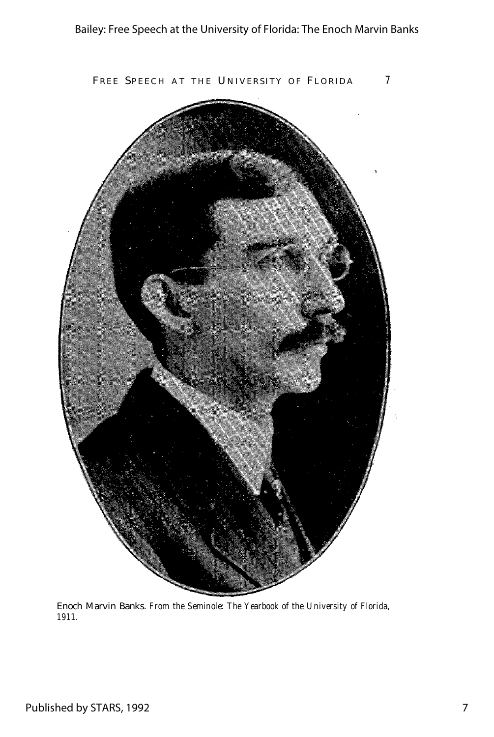Enoch Marvin Banks. *From the Seminole: The Yearbook of the University of Florida, 1911.*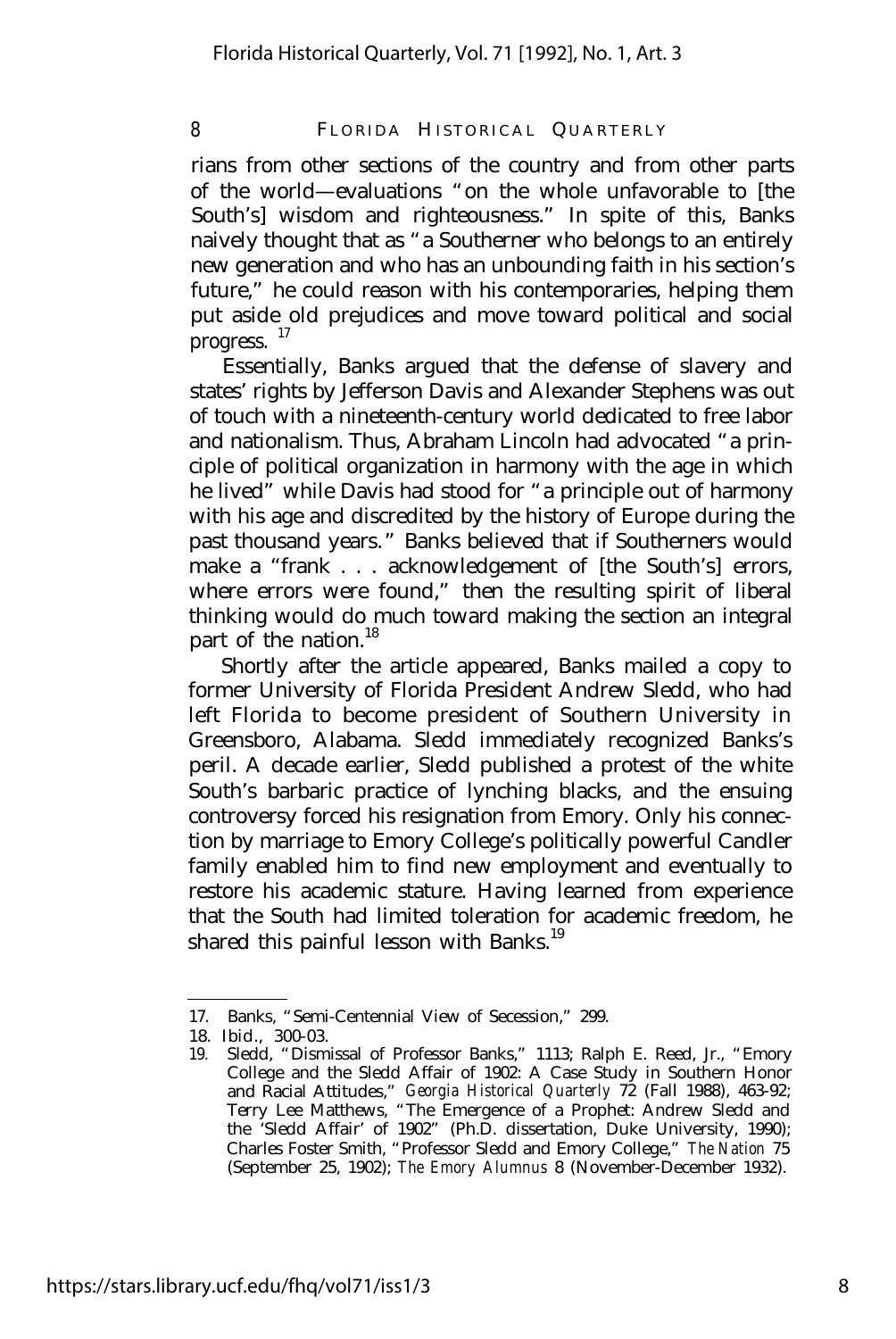rians from other sections of the country and from other parts of the world—evaluations "on the whole unfavorable to [the South's] wisdom and righteousness." In spite of this, Banks naively thought that as "a Southerner who belongs to an entirely new generation and who has an unbounding faith in his section's future," he could reason with his contemporaries, helping them put aside old prejudices and move toward political and social progress.[17]

Essentially, Banks argued that the defense of slavery and states' rights by Jefferson Davis and Alexander Stephens was out of touch with a nineteenth-century world dedicated to free labor and nationalism. Thus, Abraham Lincoln had advocated "a principle of political organization in harmony with the age in which he lived" while Davis had stood for "a principle out of harmony with his age and discredited by the history of Europe during the past thousand years." Banks believed that if Southerners would make a "frank . . . acknowledgement of [the South's] errors, where errors were found," then the resulting spirit of liberal thinking would do much toward making the section an integral part of the nation.[18]

Shortly after the article appeared, Banks mailed a copy to former University of Florida President Andrew Sledd, who had left Florida to become president of Southern University in Greensboro, Alabama. Sledd immediately recognized Banks's peril. A decade earlier, Sledd published a protest of the white South's barbaric practice of lynching blacks, and the ensuing controversy forced his resignation from Emory. Only his connection by marriage to Emory College's politically powerful Candler family enabled him to find new employment and eventually to restore his academic stature. Having learned from experience that the South had limited toleration for academic freedom, he shared this painful lesson with Banks.[19]

---

17. Banks, "Semi-Centennial View of Secession," 299.
18. Ibid., 300-03.
19. Sledd, "Dismissal of Professor Banks," 1113; Ralph E. Reed, Jr., "Emory College and the Sledd Affair of 1902: A Case Study in Southern Honor and Racial Attitudes," *Georgia Historical Quarterly* 72 (Fall 1988), 463-92; Terry Lee Matthews, "The Emergence of a Prophet: Andrew Sledd and the 'Sledd Affair' of 1902" (Ph.D. dissertation, Duke University, 1990); Charles Foster Smith, "Professor Sledd and Emory College," *The Nation* 75 (September 25, 1902); *The Emory Alumnus* 8 (November-December 1932).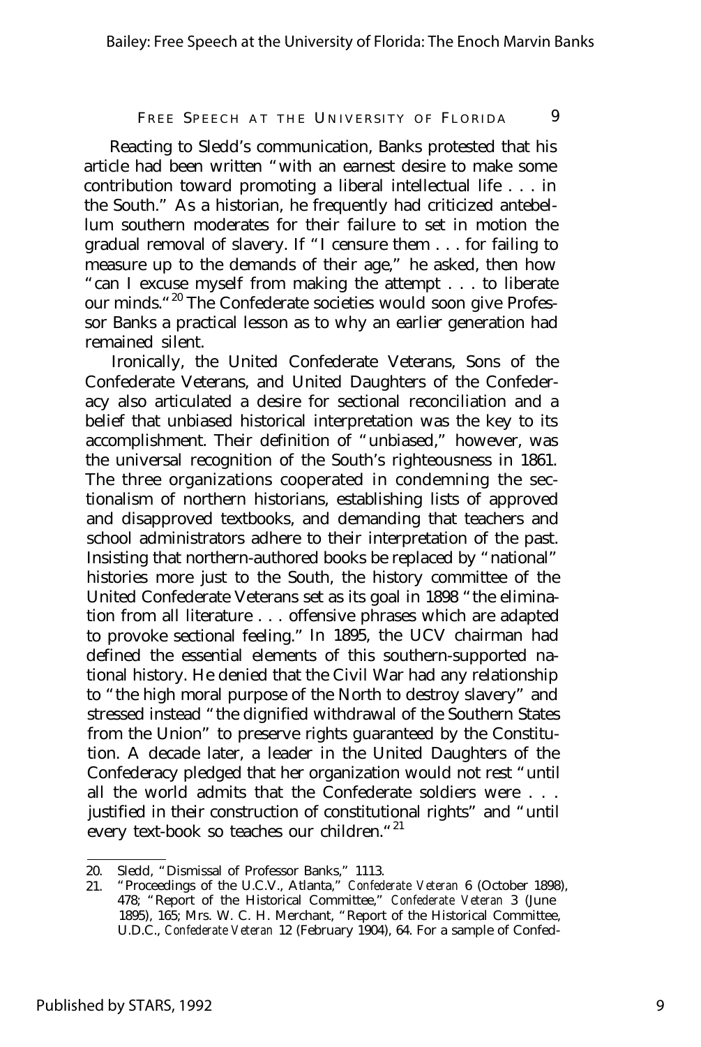Reacting to Sledd's communication, Banks protested that his article had been written "with an earnest desire to make some contribution toward promoting a liberal intellectual life . . . in the South." As a historian, he frequently had criticized antebellum southern moderates for their failure to set in motion the gradual removal of slavery. If "I censure them . . . for failing to measure up to the demands of their age," he asked, then how "can I excuse myself from making the attempt . . . to liberate our minds."[20] The Confederate societies would soon give Professor Banks a practical lesson as to why an earlier generation had remained silent.

Ironically, the United Confederate Veterans, Sons of the Confederate Veterans, and United Daughters of the Confederacy also articulated a desire for sectional reconciliation and a belief that unbiased historical interpretation was the key to its accomplishment. Their definition of "unbiased," however, was the universal recognition of the South's righteousness in 1861. The three organizations cooperated in condemning the sectionalism of northern historians, establishing lists of approved and disapproved textbooks, and demanding that teachers and school administrators adhere to their interpretation of the past. Insisting that northern-authored books be replaced by "national" histories more just to the South, the history committee of the United Confederate Veterans set as its goal in 1898 "the elimination from all literature . . . offensive phrases which are adapted to provoke sectional feeling." In 1895, the UCV chairman had defined the essential elements of this southern-supported national history. He denied that the Civil War had any relationship to "the high moral purpose of the North to destroy slavery" and stressed instead "the dignified withdrawal of the Southern States from the Union" to preserve rights guaranteed by the Constitution. A decade later, a leader in the United Daughters of the Confederacy pledged that her organization would not rest "until all the world admits that the Confederate soldiers were . . . justified in their construction of constitutional rights" and "until every text-book so teaches our children."[21]

---

20. Sledd, "Dismissal of Professor Banks," 1113.
21. "Proceedings of the U.C.V., Atlanta," *Confederate Veteran* 6 (October 1898), 478; "Report of the Historical Committee," *Confederate Veteran* 3 (June 1895), 165; Mrs. W. C. H. Merchant, "Report of the Historical Committee, U.D.C., *Confederate Veteran* 12 (February 1904), 64. For a sample of Confed-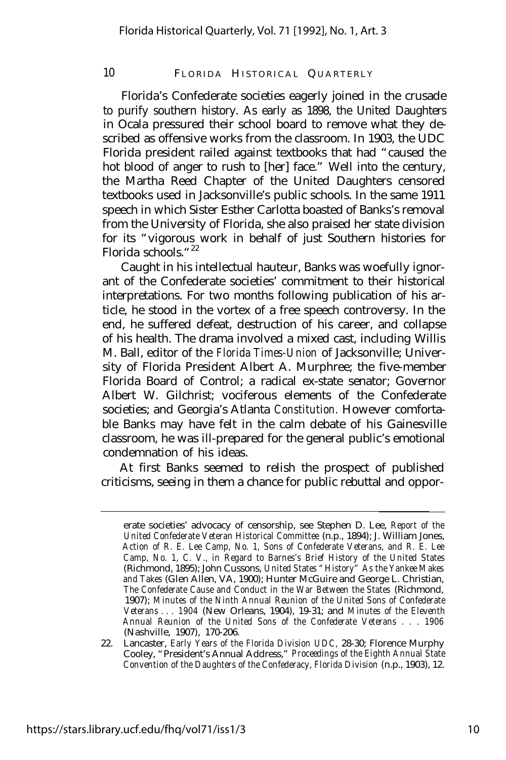Florida's Confederate societies eagerly joined in the crusade to purify southern history. As early as 1898, the United Daughters in Ocala pressured their school board to remove what they described as offensive works from the classroom. In 1903, the UDC Florida president railed against textbooks that had "caused the hot blood of anger to rush to [her] face." Well into the century, the Martha Reed Chapter of the United Daughters censored textbooks used in Jacksonville's public schools. In the same 1911 speech in which Sister Esther Carlotta boasted of Banks's removal from the University of Florida, she also praised her state division for its "vigorous work in behalf of just Southern histories for Florida schools."[22]

Caught in his intellectual hauteur, Banks was woefully ignorant of the Confederate societies' commitment to their historical interpretations. For two months following publication of his article, he stood in the vortex of a free speech controversy. In the end, he suffered defeat, destruction of his career, and collapse of his health. The drama involved a mixed cast, including Willis M. Ball, editor of the *Florida Times-Union* of Jacksonville; University of Florida President Albert A. Murphree; the five-member Florida Board of Control; a radical ex-state senator; Governor Albert W. Gilchrist; vociferous elements of the Confederate societies; and Georgia's Atlanta *Constitution.* However comfortable Banks may have felt in the calm debate of his Gainesville classroom, he was ill-prepared for the general public's emotional condemnation of his ideas.

At first Banks seemed to relish the prospect of published criticisms, seeing in them a chance for public rebuttal and oppor-

---

erate societies' advocacy of censorship, see Stephen D. Lee, *Report of the United Confederate Veteran Historical Committee* (n.p., 1894); J. William Jones, *Action of R. E. Lee Camp, No. 1, Sons of Confederate Veterans, and R. E. Lee Camp, No. 1, C. V., in Regard to Barnes's Brief History of the United States* (Richmond, 1895); John Cussons, *United States "History" As the Yankee Makes and Takes* (Glen Allen, VA, 1900); Hunter McGuire and George L. Christian, *The Confederate Cause and Conduct in the War Between the States* (Richmond, 1907); *Minutes of the Ninth Annual Reunion of the United Sons of Confederate Veterans . . . 1904* (New Orleans, 1904), 19-31; and *Minutes of the Eleventh Annual Reunion of the United Sons of the Confederate Veterans . . . 1906* (Nashville, 1907), 170-206.

22. Lancaster, *Early Years of the Florida Division UDC,* 28-30; Florence Murphy Cooley, "President's Annual Address," *Proceedings of the Eighth Annual State Convention of the Daughters of the Confederacy, Florida Division* (n.p., 1903), 12.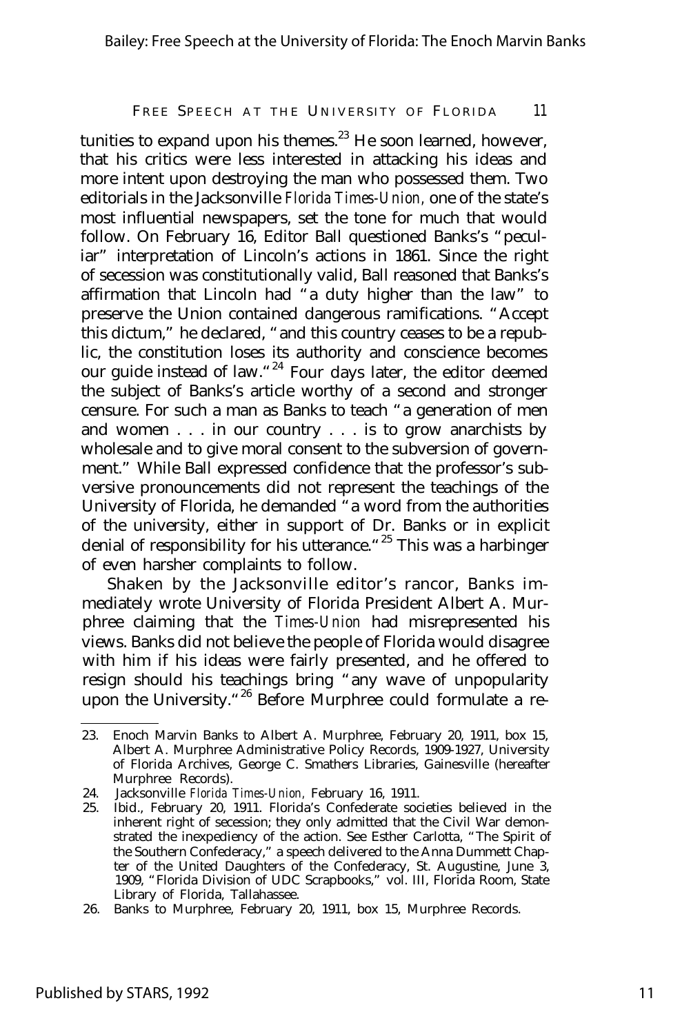tunities to expand upon his themes.[23] He soon learned, however, that his critics were less interested in attacking his ideas and more intent upon destroying the man who possessed them. Two editorials in the Jacksonville *Florida Times-Union*, one of the state's most influential newspapers, set the tone for much that would follow. On February 16, Editor Ball questioned Banks's "peculiar" interpretation of Lincoln's actions in 1861. Since the right of secession was constitutionally valid, Ball reasoned that Banks's affirmation that Lincoln had "a duty higher than the law" to preserve the Union contained dangerous ramifications. "Accept this dictum," he declared, "and this country ceases to be a republic, the constitution loses its authority and conscience becomes our guide instead of law."[24] Four days later, the editor deemed the subject of Banks's article worthy of a second and stronger censure. For such a man as Banks to teach "a generation of men and women . . . in our country . . . is to grow anarchists by wholesale and to give moral consent to the subversion of government." While Ball expressed confidence that the professor's subversive pronouncements did not represent the teachings of the University of Florida, he demanded "a word from the authorities of the university, either in support of Dr. Banks or in explicit denial of responsibility for his utterance."[25] This was a harbinger of even harsher complaints to follow.

Shaken by the Jacksonville editor's rancor, Banks immediately wrote University of Florida President Albert A. Murphree claiming that the *Times-Union* had misrepresented his views. Banks did not believe the people of Florida would disagree with him if his ideas were fairly presented, and he offered to resign should his teachings bring "any wave of unpopularity upon the University."[26] Before Murphree could formulate a re-

---

23. Enoch Marvin Banks to Albert A. Murphree, February 20, 1911, box 15, Albert A. Murphree Administrative Policy Records, 1909-1927, University of Florida Archives, George C. Smathers Libraries, Gainesville (hereafter Murphree Records).
24. Jacksonville *Florida Times-Union*, February 16, 1911.
25. Ibid., February 20, 1911. Florida's Confederate societies believed in the inherent right of secession; they only admitted that the Civil War demonstrated the inexpediency of the action. See Esther Carlotta, "The Spirit of the Southern Confederacy," a speech delivered to the Anna Dummett Chapter of the United Daughters of the Confederacy, St. Augustine, June 3, 1909, "Florida Division of UDC Scrapbooks," vol. III, Florida Room, State Library of Florida, Tallahassee.
26. Banks to Murphree, February 20, 1911, box 15, Murphree Records.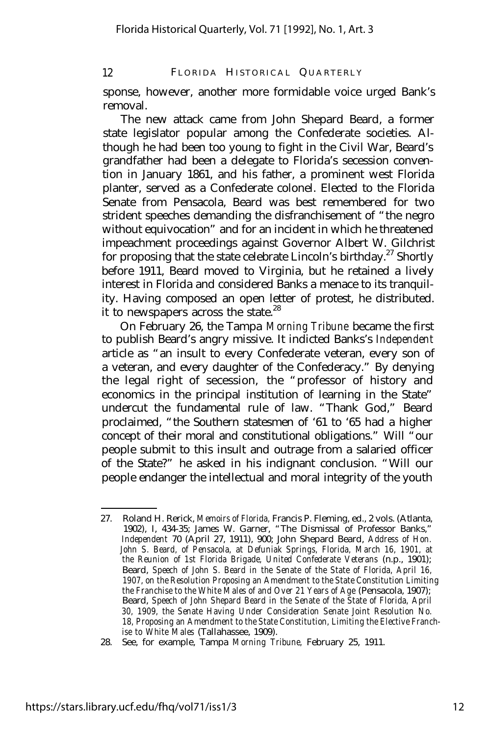sponse, however, another more formidable voice urged Bank's removal.

The new attack came from John Shepard Beard, a former state legislator popular among the Confederate societies. Although he had been too young to fight in the Civil War, Beard's grandfather had been a delegate to Florida's secession convention in January 1861, and his father, a prominent west Florida planter, served as a Confederate colonel. Elected to the Florida Senate from Pensacola, Beard was best remembered for two strident speeches demanding the disfranchisement of "the negro without equivocation" and for an incident in which he threatened impeachment proceedings against Governor Albert W. Gilchrist for proposing that the state celebrate Lincoln's birthday.[27] Shortly before 1911, Beard moved to Virginia, but he retained a lively interest in Florida and considered Banks a menace to its tranquility. Having composed an open letter of protest, he distributed. it to newspapers across the state.[28]

On February 26, the Tampa *Morning Tribune* became the first to publish Beard's angry missive. It indicted Banks's *Independent* article as "an insult to every Confederate veteran, every son of a veteran, and every daughter of the Confederacy." By denying the legal right of secession, the "professor of history and economics in the principal institution of learning in the State" undercut the fundamental rule of law. "Thank God," Beard proclaimed, "the Southern statesmen of '61 to '65 had a higher concept of their moral and constitutional obligations." Will "our people submit to this insult and outrage from a salaried officer of the State?" he asked in his indignant conclusion. "Will our people endanger the intellectual and moral integrity of the youth

---

27. Roland H. Rerick, *Memoirs of Florida*, Francis P. Fleming, ed., 2 vols. (Atlanta, 1902), I, 434-35; James W. Garner, "The Dismissal of Professor Banks," *Independent* 70 (April 27, 1911), 900; John Shepard Beard, *Address of Hon. John S. Beard, of Pensacola, at Defuniak Springs, Florida, March 16, 1901, at the Reunion of 1st Florida Brigade, United Confederate Veterans* (n.p., 1901); Beard, *Speech of John S. Beard in the Senate of the State of Florida, April 16, 1907, on the Resolution Proposing an Amendment to the State Constitution Limiting the Franchise to the White Males of and Over 21 Years of Age* (Pensacola, 1907); Beard, *Speech of John Shepard Beard in the Senate of the State of Florida, April 30, 1909, the Senate Having Under Consideration Senate Joint Resolution No. 18, Proposing an Amendment to the State Constitution, Limiting the Elective Franchise to White Males* (Tallahassee, 1909).

28. See, for example, Tampa *Morning Tribune*, February 25, 1911.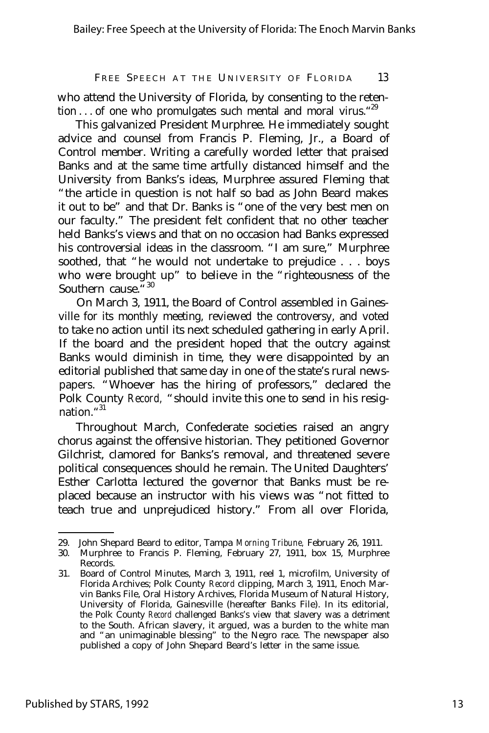who attend the University of Florida, by consenting to the retention . . . of one who promulgates such mental and moral virus."[29]

This galvanized President Murphree. He immediately sought advice and counsel from Francis P. Fleming, Jr., a Board of Control member. Writing a carefully worded letter that praised Banks and at the same time artfully distanced himself and the University from Banks's ideas, Murphree assured Fleming that "the article in question is not half so bad as John Beard makes it out to be" and that Dr. Banks is "one of the very best men on our faculty." The president felt confident that no other teacher held Banks's views and that on no occasion had Banks expressed his controversial ideas in the classroom. "I am sure," Murphree soothed, that "he would not undertake to prejudice . . . boys who were brought up" to believe in the "righteousness of the Southern cause."[30]

On March 3, 1911, the Board of Control assembled in Gainesville for its monthly meeting, reviewed the controversy, and voted to take no action until its next scheduled gathering in early April. If the board and the president hoped that the outcry against Banks would diminish in time, they were disappointed by an editorial published that same day in one of the state's rural newspapers. "Whoever has the hiring of professors," declared the Polk County *Record,* "should invite this one to send in his resignation."[31]

Throughout March, Confederate societies raised an angry chorus against the offensive historian. They petitioned Governor Gilchrist, clamored for Banks's removal, and threatened severe political consequences should he remain. The United Daughters' Esther Carlotta lectured the governor that Banks must be replaced because an instructor with his views was "not fitted to teach true and unprejudiced history." From all over Florida,

---

29. John Shepard Beard to editor, Tampa *Morning Tribune,* February 26, 1911.
30. Murphree to Francis P. Fleming, February 27, 1911, box 15, Murphree Records.
31. Board of Control Minutes, March 3, 1911, reel 1, microfilm, University of Florida Archives; Polk County *Record* clipping, March 3, 1911, Enoch Marvin Banks File, Oral History Archives, Florida Museum of Natural History, University of Florida, Gainesville (hereafter Banks File). In its editorial, the Polk County *Record* challenged Banks's view that slavery was a detriment to the South. African slavery, it argued, was a burden to the white man and "an unimaginable blessing" to the Negro race. The newspaper also published a copy of John Shepard Beard's letter in the same issue.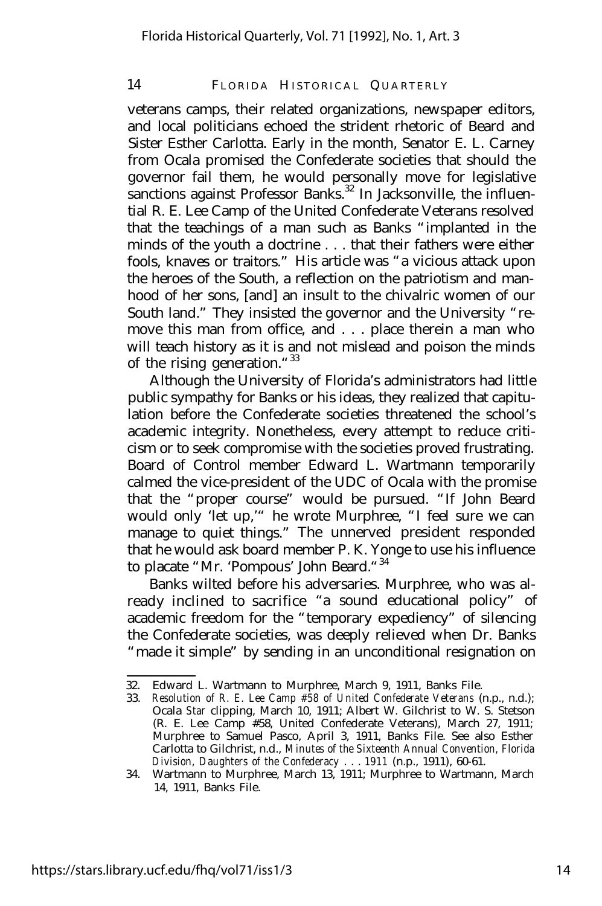veterans camps, their related organizations, newspaper editors, and local politicians echoed the strident rhetoric of Beard and Sister Esther Carlotta. Early in the month, Senator E. L. Carney from Ocala promised the Confederate societies that should the governor fail them, he would personally move for legislative sanctions against Professor Banks.[32] In Jacksonville, the influential R. E. Lee Camp of the United Confederate Veterans resolved that the teachings of a man such as Banks "implanted in the minds of the youth a doctrine . . . that their fathers were either fools, knaves or traitors." His article was "a vicious attack upon the heroes of the South, a reflection on the patriotism and manhood of her sons, [and] an insult to the chivalric women of our South land." They insisted the governor and the University "remove this man from office, and . . . place therein a man who will teach history as it is and not mislead and poison the minds of the rising generation."[33]

Although the University of Florida's administrators had little public sympathy for Banks or his ideas, they realized that capitulation before the Confederate societies threatened the school's academic integrity. Nonetheless, every attempt to reduce criticism or to seek compromise with the societies proved frustrating. Board of Control member Edward L. Wartmann temporarily calmed the vice-president of the UDC of Ocala with the promise that the "proper course" would be pursued. "If John Beard would only 'let up,'" he wrote Murphree, "I feel sure we can manage to quiet things." The unnerved president responded that he would ask board member P. K. Yonge to use his influence to placate "Mr. 'Pompous' John Beard."[34]

Banks wilted before his adversaries. Murphree, who was already inclined to sacrifice "a sound educational policy" of academic freedom for the "temporary expediency" of silencing the Confederate societies, was deeply relieved when Dr. Banks "made it simple" by sending in an unconditional resignation on

32. Edward L. Wartmann to Murphree, March 9, 1911, Banks File.

33. *Resolution of R. E. Lee Camp #58 of United Confederate Veterans* (n.p., n.d.); Ocala *Star* clipping, March 10, 1911; Albert W. Gilchrist to W. S. Stetson (R. E. Lee Camp #58, United Confederate Veterans), March 27, 1911; Murphree to Samuel Pasco, April 3, 1911, Banks File. See also Esther Carlotta to Gilchrist, n.d., *Minutes of the Sixteenth Annual Convention, Florida Division, Daughters of the Confederacy . . . 1911* (n.p., 1911), 60-61.

34. Wartmann to Murphree, March 13, 1911; Murphree to Wartmann, March 14, 1911, Banks File.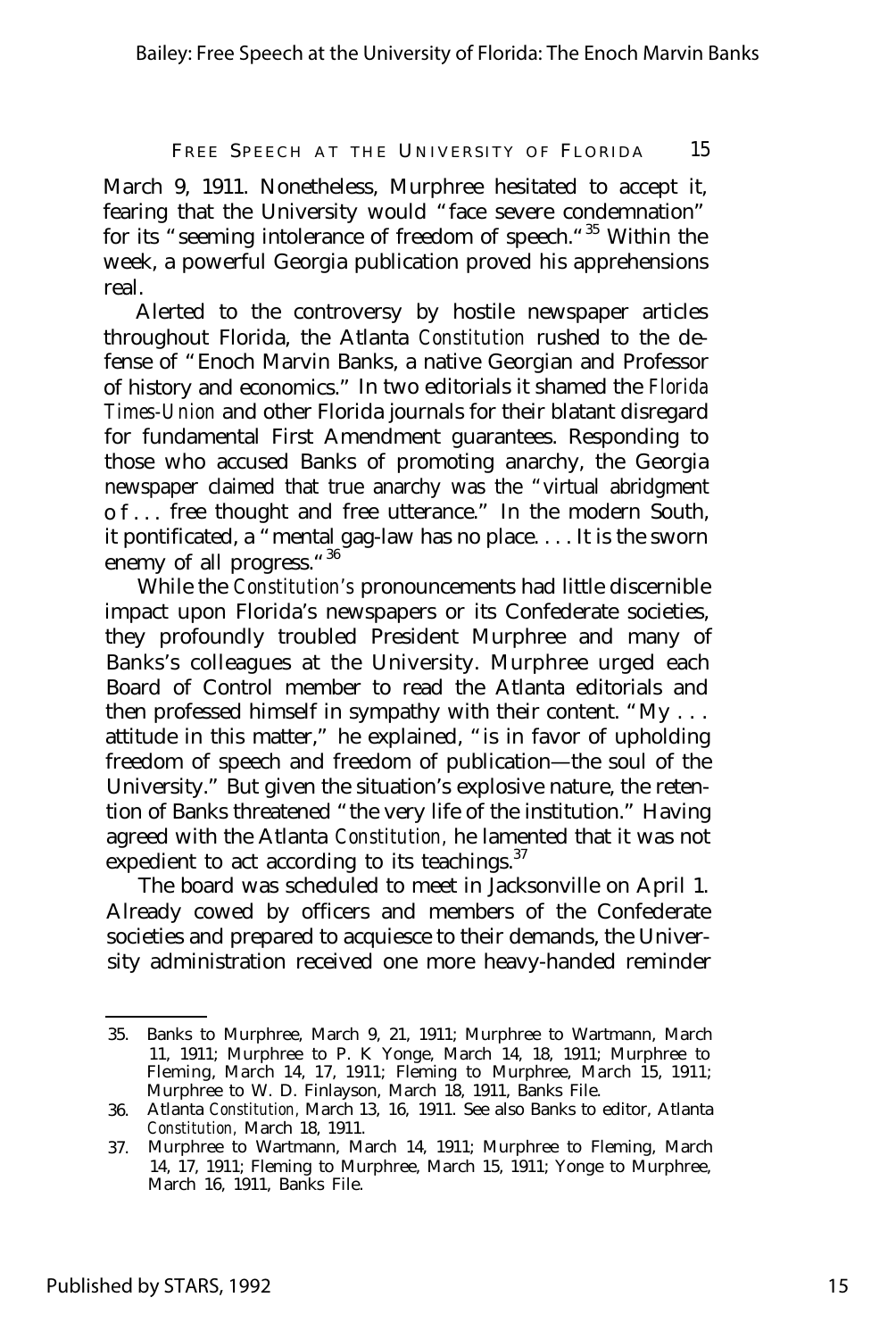March 9, 1911. Nonetheless, Murphree hesitated to accept it, fearing that the University would "face severe condemnation" for its "seeming intolerance of freedom of speech."[35] Within the week, a powerful Georgia publication proved his apprehensions real.

Alerted to the controversy by hostile newspaper articles throughout Florida, the Atlanta *Constitution* rushed to the defense of "Enoch Marvin Banks, a native Georgian and Professor of history and economics." In two editorials it shamed the *Florida Times-Union* and other Florida journals for their blatant disregard for fundamental First Amendment guarantees. Responding to those who accused Banks of promoting anarchy, the Georgia newspaper claimed that true anarchy was the "virtual abridgment of . . . free thought and free utterance." In the modern South, it pontificated, a "mental gag-law has no place. . . . It is the sworn enemy of all progress."[36]

While the *Constitution's* pronouncements had little discernible impact upon Florida's newspapers or its Confederate societies, they profoundly troubled President Murphree and many of Banks's colleagues at the University. Murphree urged each Board of Control member to read the Atlanta editorials and then professed himself in sympathy with their content. "My . . . attitude in this matter," he explained, "is in favor of upholding freedom of speech and freedom of publication—the soul of the University." But given the situation's explosive nature, the retention of Banks threatened "the very life of the institution." Having agreed with the Atlanta *Constitution,* he lamented that it was not expedient to act according to its teachings.[37]

The board was scheduled to meet in Jacksonville on April 1. Already cowed by officers and members of the Confederate societies and prepared to acquiesce to their demands, the University administration received one more heavy-handed reminder

---

35. Banks to Murphree, March 9, 21, 1911; Murphree to Wartmann, March 11, 1911; Murphree to P. K Yonge, March 14, 18, 1911; Murphree to Fleming, March 14, 17, 1911; Fleming to Murphree, March 15, 1911; Murphree to W. D. Finlayson, March 18, 1911, Banks File.
36. Atlanta *Constitution,* March 13, 16, 1911. See also Banks to editor, Atlanta *Constitution,* March 18, 1911.
37. Murphree to Wartmann, March 14, 1911; Murphree to Fleming, March 14, 17, 1911; Fleming to Murphree, March 15, 1911; Yonge to Murphree, March 16, 1911, Banks File.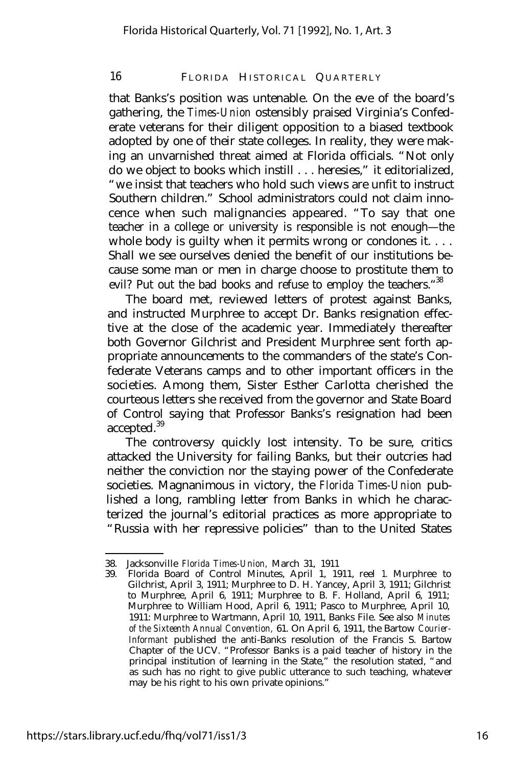that Banks's position was untenable. On the eve of the board's gathering, the *Times-Union* ostensibly praised Virginia's Confederate veterans for their diligent opposition to a biased textbook adopted by one of their state colleges. In reality, they were making an unvarnished threat aimed at Florida officials. "Not only do we object to books which instill . . . heresies," it editorialized, "we insist that teachers who hold such views are unfit to instruct Southern children." School administrators could not claim innocence when such malignancies appeared. "To say that one teacher in a college or university is responsible is not enough—the whole body is guilty when it permits wrong or condones it. . . . Shall we see ourselves denied the benefit of our institutions because some man or men in charge choose to prostitute them to evil? Put out the bad books and refuse to employ the teachers."[38]

The board met, reviewed letters of protest against Banks, and instructed Murphree to accept Dr. Banks resignation effective at the close of the academic year. Immediately thereafter both Governor Gilchrist and President Murphree sent forth appropriate announcements to the commanders of the state's Confederate Veterans camps and to other important officers in the societies. Among them, Sister Esther Carlotta cherished the courteous letters she received from the governor and State Board of Control saying that Professor Banks's resignation had been accepted.[39]

The controversy quickly lost intensity. To be sure, critics attacked the University for failing Banks, but their outcries had neither the conviction nor the staying power of the Confederate societies. Magnanimous in victory, the *Florida Times-Union* published a long, rambling letter from Banks in which he characterized the journal's editorial practices as more appropriate to "Russia with her repressive policies" than to the United States

---

38. Jacksonville *Florida Times-Union*, March 31, 1911

39. Florida Board of Control Minutes, April 1, 1911, reel 1. Murphree to Gilchrist, April 3, 1911; Murphree to D. H. Yancey, April 3, 1911; Gilchrist to Murphree, April 6, 1911; Murphree to B. F. Holland, April 6, 1911; Murphree to William Hood, April 6, 1911; Pasco to Murphree, April 10, 1911: Murphree to Wartmann, April 10, 1911, Banks File. See also *Minutes of the Sixteenth Annual Convention*, 61. On April 6, 1911, the Bartow *Courier-Informant* published the anti-Banks resolution of the Francis S. Bartow Chapter of the UCV. "Professor Banks is a paid teacher of history in the principal institution of learning in the State," the resolution stated, "and as such has no right to give public utterance to such teaching, whatever may be his right to his own private opinions."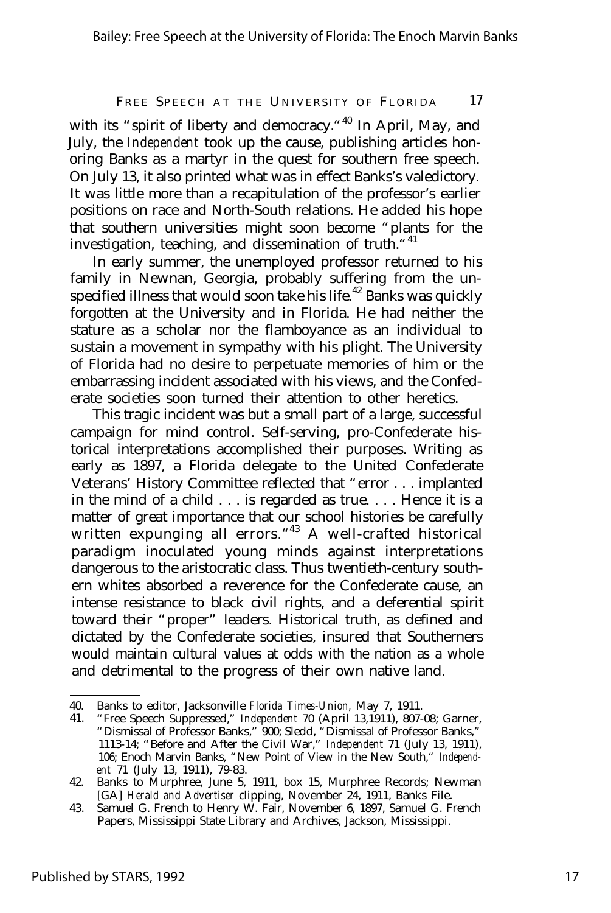with its "spirit of liberty and democracy."[40] In April, May, and July, the *Independent* took up the cause, publishing articles honoring Banks as a martyr in the quest for southern free speech. On July 13, it also printed what was in effect Banks's valedictory. It was little more than a recapitulation of the professor's earlier positions on race and North-South relations. He added his hope that southern universities might soon become "plants for the investigation, teaching, and dissemination of truth."[41]

In early summer, the unemployed professor returned to his family in Newnan, Georgia, probably suffering from the unspecified illness that would soon take his life.[42] Banks was quickly forgotten at the University and in Florida. He had neither the stature as a scholar nor the flamboyance as an individual to sustain a movement in sympathy with his plight. The University of Florida had no desire to perpetuate memories of him or the embarrassing incident associated with his views, and the Confederate societies soon turned their attention to other heretics.

This tragic incident was but a small part of a large, successful campaign for mind control. Self-serving, pro-Confederate historical interpretations accomplished their purposes. Writing as early as 1897, a Florida delegate to the United Confederate Veterans' History Committee reflected that "error . . . implanted in the mind of a child . . . is regarded as true. . . . Hence it is a matter of great importance that our school histories be carefully written expunging all errors."[43] A well-crafted historical paradigm inoculated young minds against interpretations dangerous to the aristocratic class. Thus twentieth-century southern whites absorbed a reverence for the Confederate cause, an intense resistance to black civil rights, and a deferential spirit toward their "proper" leaders. Historical truth, as defined and dictated by the Confederate societies, insured that Southerners would maintain cultural values at odds with the nation as a whole and detrimental to the progress of their own native land.

---

40. Banks to editor, Jacksonville *Florida Times-Union*, May 7, 1911.
41. "Free Speech Suppressed," *Independent* 70 (April 13,1911), 807-08; Garner, "Dismissal of Professor Banks," 900; Sledd, "Dismissal of Professor Banks," 1113-14; "Before and After the Civil War," *Independent* 71 (July 13, 1911), 106; Enoch Marvin Banks, "New Point of View in the New South," *Independent* 71 (July 13, 1911), 79-83.
42. Banks to Murphree, June 5, 1911, box 15, Murphree Records; Newman [GA] *Herald and Advertiser* clipping, November 24, 1911, Banks File.
43. Samuel G. French to Henry W. Fair, November 6, 1897, Samuel G. French Papers, Mississippi State Library and Archives, Jackson, Mississippi.